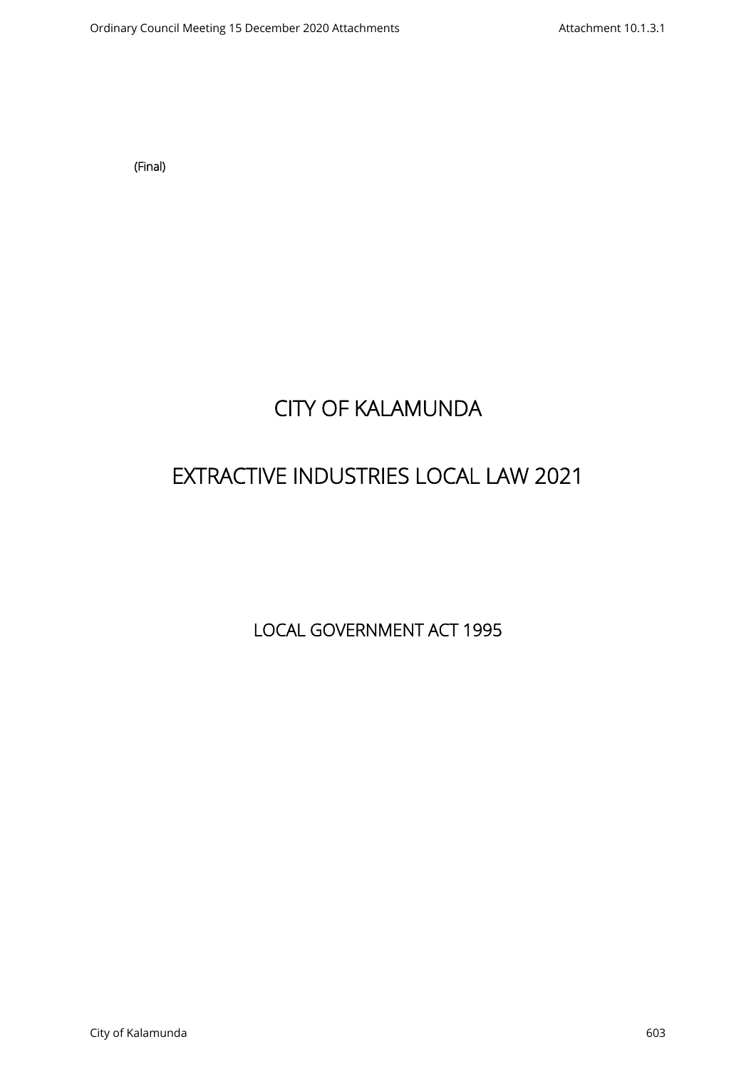(Final)

# CITY OF KALAMUNDA

# EXTRACTIVE INDUSTRIES LOCAL LAW 2021

## LOCAL GOVERNMENT ACT 1995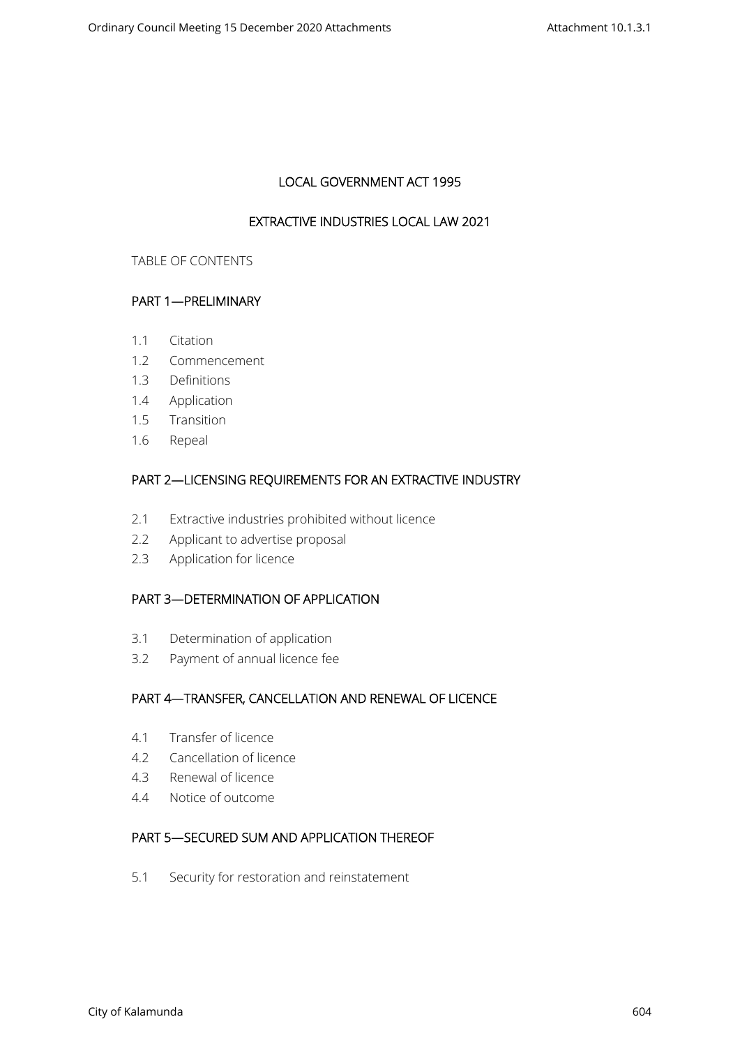# LOCAL GOVERNMENT ACT 1995

# EXTRACTIVE INDUSTRIES LOCAL LAW 2021

TABLE OF CONTENTS

## PART 1—PRELIMINARY

1.1 Citation
1.2 Commencement
1.3 Definitions
1.4 Application
1.5 Transition
1.6 Repeal

## PART 2—LICENSING REQUIREMENTS FOR AN EXTRACTIVE INDUSTRY

2.1 Extractive industries prohibited without licence
2.2 Applicant to advertise proposal
2.3 Application for licence

## PART 3—DETERMINATION OF APPLICATION

3.1 Determination of application
3.2 Payment of annual licence fee

## PART 4—TRANSFER, CANCELLATION AND RENEWAL OF LICENCE

4.1 Transfer of licence
4.2 Cancellation of licence
4.3 Renewal of licence
4.4 Notice of outcome

## PART 5—SECURED SUM AND APPLICATION THEREOF

5.1 Security for restoration and reinstatement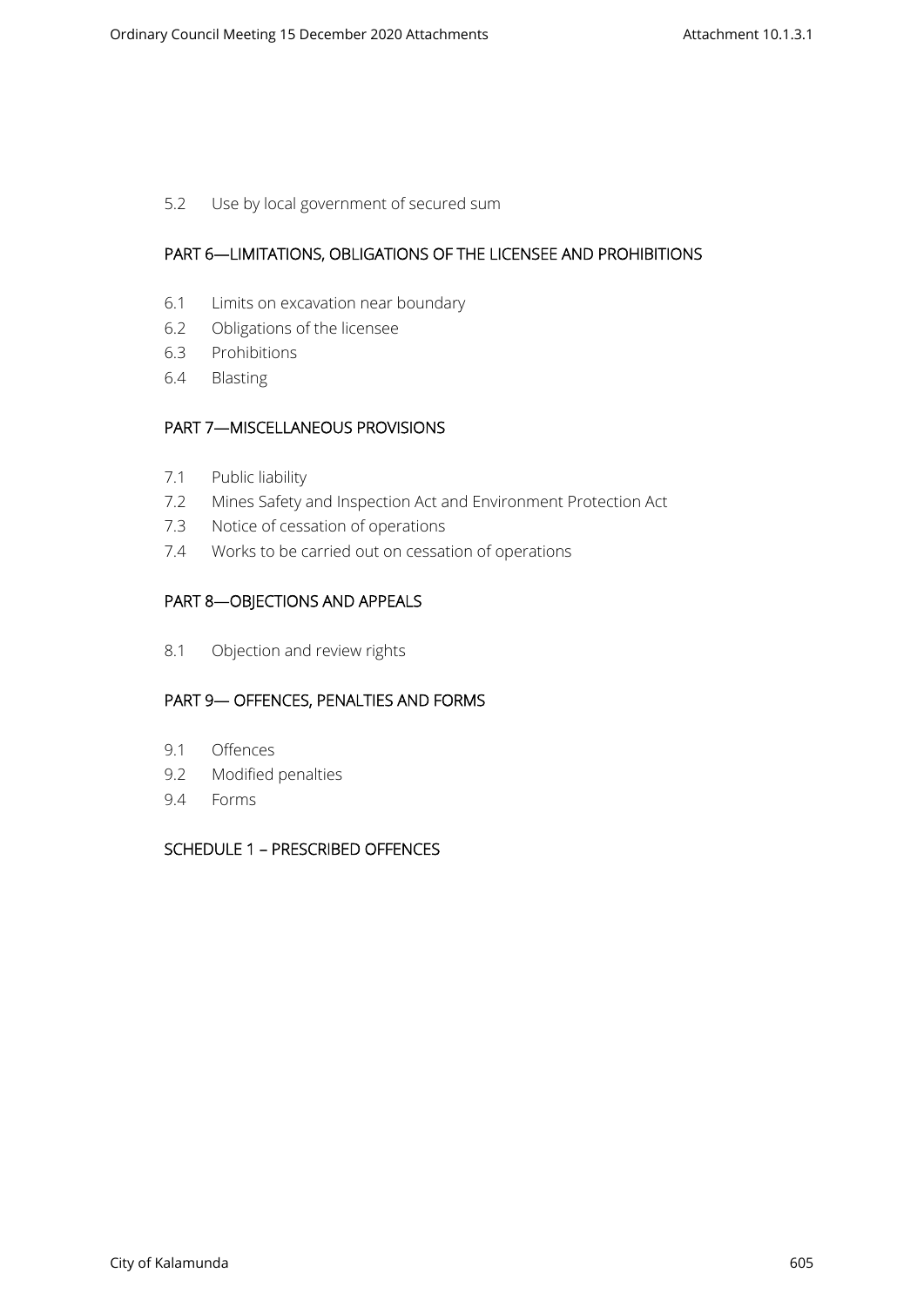5.2 Use by local government of secured sum

## PART 6—LIMITATIONS, OBLIGATIONS OF THE LICENSEE AND PROHIBITIONS

6.1 Limits on excavation near boundary

6.2 Obligations of the licensee

6.3 Prohibitions

6.4 Blasting

## PART 7—MISCELLANEOUS PROVISIONS

7.1 Public liability

7.2 Mines Safety and Inspection Act and Environment Protection Act

7.3 Notice of cessation of operations

7.4 Works to be carried out on cessation of operations

## PART 8—OBJECTIONS AND APPEALS

8.1 Objection and review rights

## PART 9— OFFENCES, PENALTIES AND FORMS

9.1 Offences

9.2 Modified penalties

9.4 Forms

## SCHEDULE 1 – PRESCRIBED OFFENCES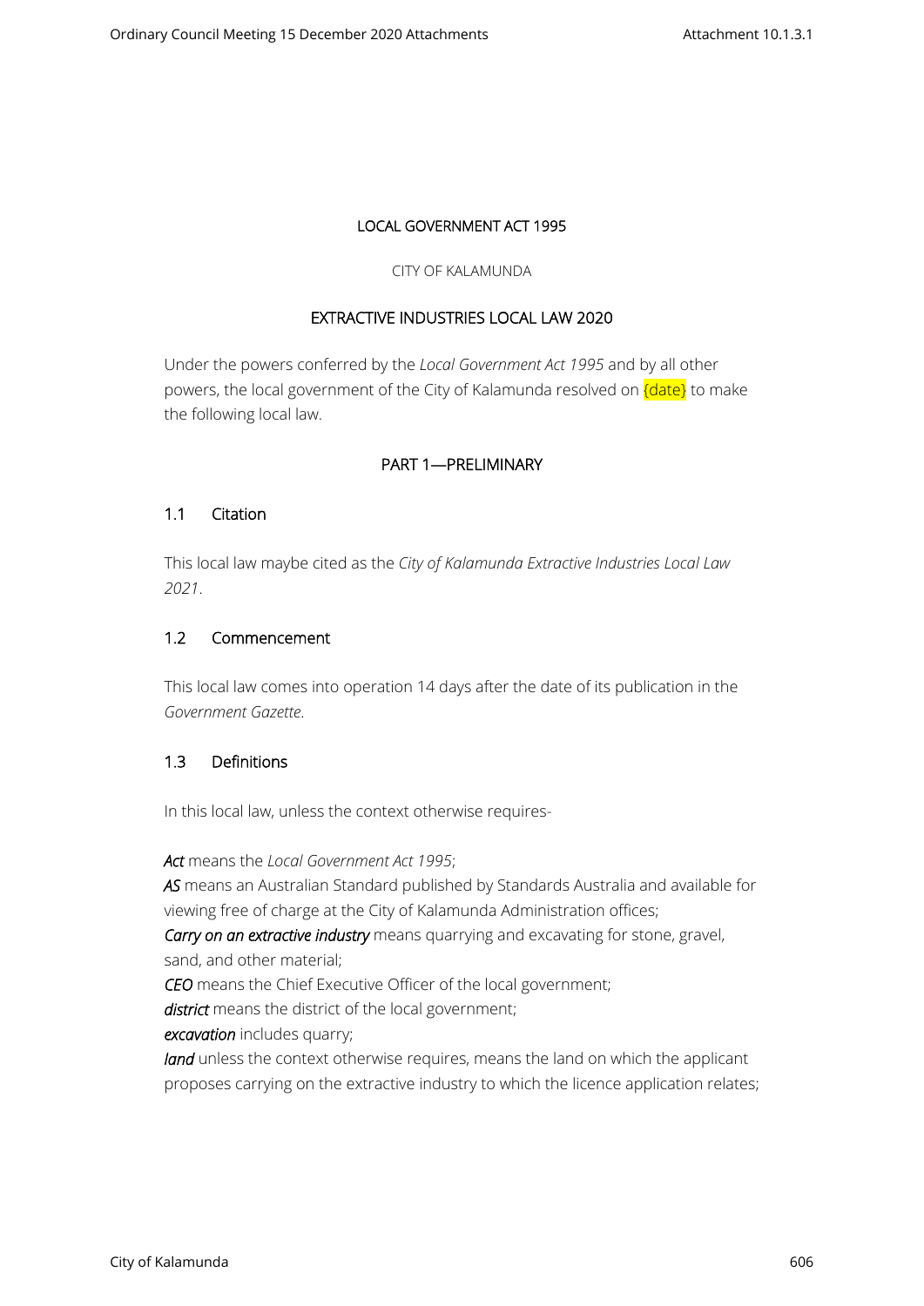LOCAL GOVERNMENT ACT 1995

CITY OF KALAMUNDA

EXTRACTIVE INDUSTRIES LOCAL LAW 2020

Under the powers conferred by the *Local Government Act 1995* and by all other powers, the local government of the City of Kalamunda resolved on {date} to make the following local law.

## PART 1—PRELIMINARY

### 1.1 Citation

This local law maybe cited as the *City of Kalamunda Extractive Industries Local Law 2021*.

### 1.2 Commencement

This local law comes into operation 14 days after the date of its publication in the *Government Gazette*.

### 1.3 Definitions

In this local law, unless the context otherwise requires-

***Act*** means the *Local Government Act 1995*;
***AS*** means an Australian Standard published by Standards Australia and available for viewing free of charge at the City of Kalamunda Administration offices;
***Carry on an extractive industry*** means quarrying and excavating for stone, gravel, sand, and other material;
***CEO*** means the Chief Executive Officer of the local government;
***district*** means the district of the local government;
***excavation*** includes quarry;
***land*** unless the context otherwise requires, means the land on which the applicant proposes carrying on the extractive industry to which the licence application relates;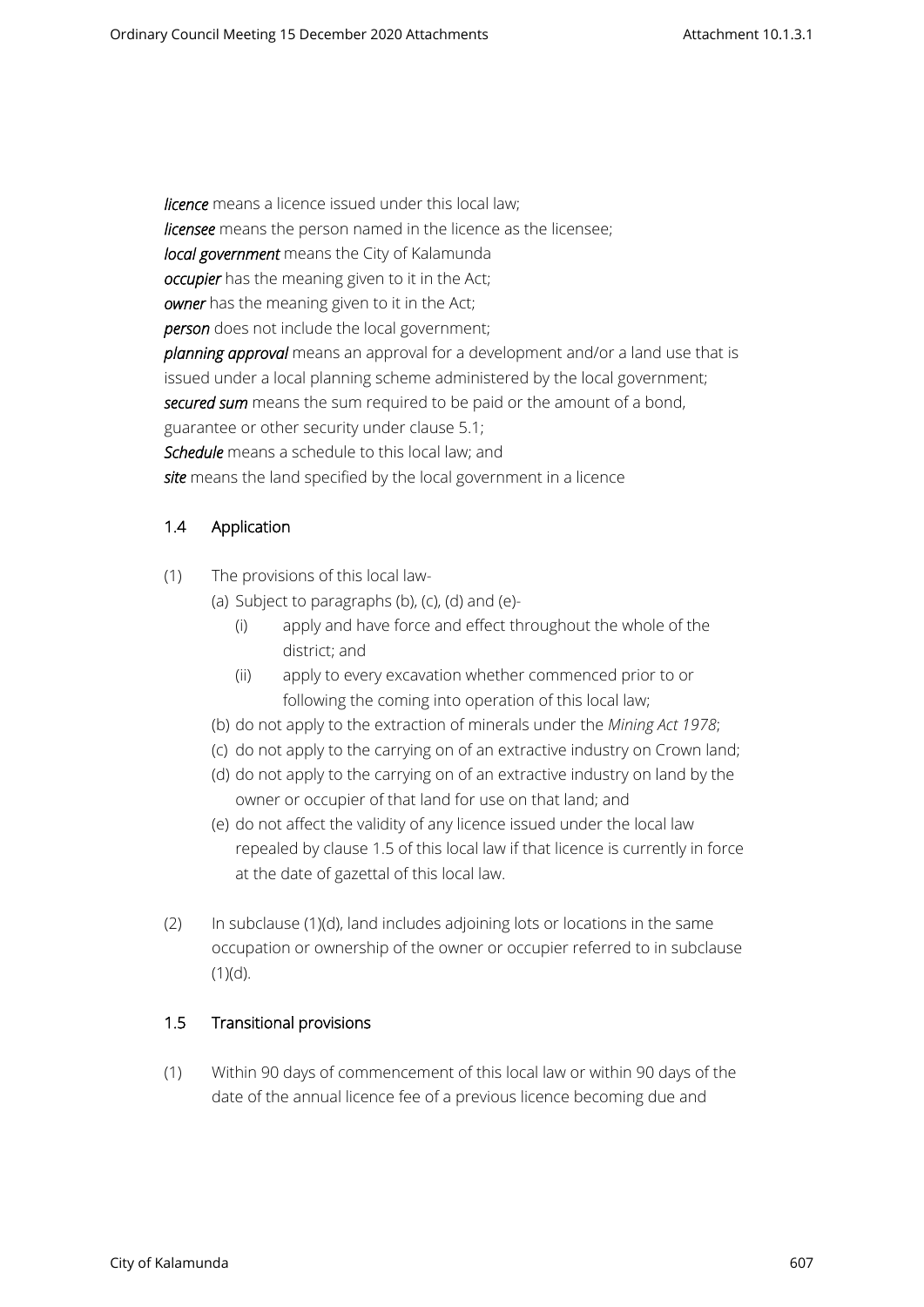***licence*** means a licence issued under this local law;

***licensee*** means the person named in the licence as the licensee;

***local government*** means the City of Kalamunda

***occupier*** has the meaning given to it in the Act;

***owner*** has the meaning given to it in the Act;

***person*** does not include the local government;

***planning approval*** means an approval for a development and/or a land use that is issued under a local planning scheme administered by the local government;

***secured sum*** means the sum required to be paid or the amount of a bond, guarantee or other security under clause 5.1;

***Schedule*** means a schedule to this local law; and

***site*** means the land specified by the local government in a licence

## 1.4 Application

(1) The provisions of this local law-

(a) Subject to paragraphs (b), (c), (d) and (e)-

(i) apply and have force and effect throughout the whole of the district; and

(ii) apply to every excavation whether commenced prior to or following the coming into operation of this local law;

(b) do not apply to the extraction of minerals under the *Mining Act 1978*;

(c) do not apply to the carrying on of an extractive industry on Crown land;

(d) do not apply to the carrying on of an extractive industry on land by the owner or occupier of that land for use on that land; and

(e) do not affect the validity of any licence issued under the local law repealed by clause 1.5 of this local law if that licence is currently in force at the date of gazettal of this local law.

(2) In subclause (1)(d), land includes adjoining lots or locations in the same occupation or ownership of the owner or occupier referred to in subclause (1)(d).

## 1.5 Transitional provisions

(1) Within 90 days of commencement of this local law or within 90 days of the date of the annual licence fee of a previous licence becoming due and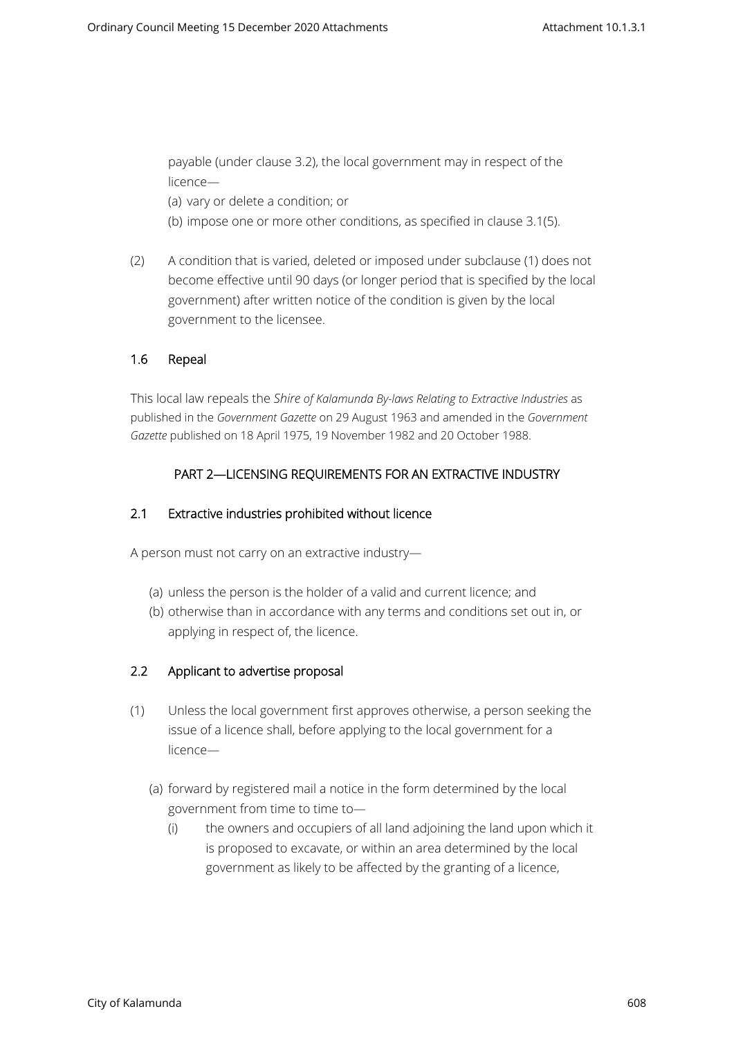payable (under clause 3.2), the local government may in respect of the licence—

(a) vary or delete a condition; or

(b) impose one or more other conditions, as specified in clause 3.1(5).

(2) A condition that is varied, deleted or imposed under subclause (1) does not become effective until 90 days (or longer period that is specified by the local government) after written notice of the condition is given by the local government to the licensee.

### 1.6 Repeal

This local law repeals the *Shire of Kalamunda By-laws Relating to Extractive Industries* as published in the *Government Gazette* on 29 August 1963 and amended in the *Government Gazette* published on 18 April 1975, 19 November 1982 and 20 October 1988.

## PART 2—LICENSING REQUIREMENTS FOR AN EXTRACTIVE INDUSTRY

### 2.1 Extractive industries prohibited without licence

A person must not carry on an extractive industry—

(a) unless the person is the holder of a valid and current licence; and

(b) otherwise than in accordance with any terms and conditions set out in, or applying in respect of, the licence.

### 2.2 Applicant to advertise proposal

(1) Unless the local government first approves otherwise, a person seeking the issue of a licence shall, before applying to the local government for a licence—

(a) forward by registered mail a notice in the form determined by the local government from time to time to—

(i) the owners and occupiers of all land adjoining the land upon which it is proposed to excavate, or within an area determined by the local government as likely to be affected by the granting of a licence,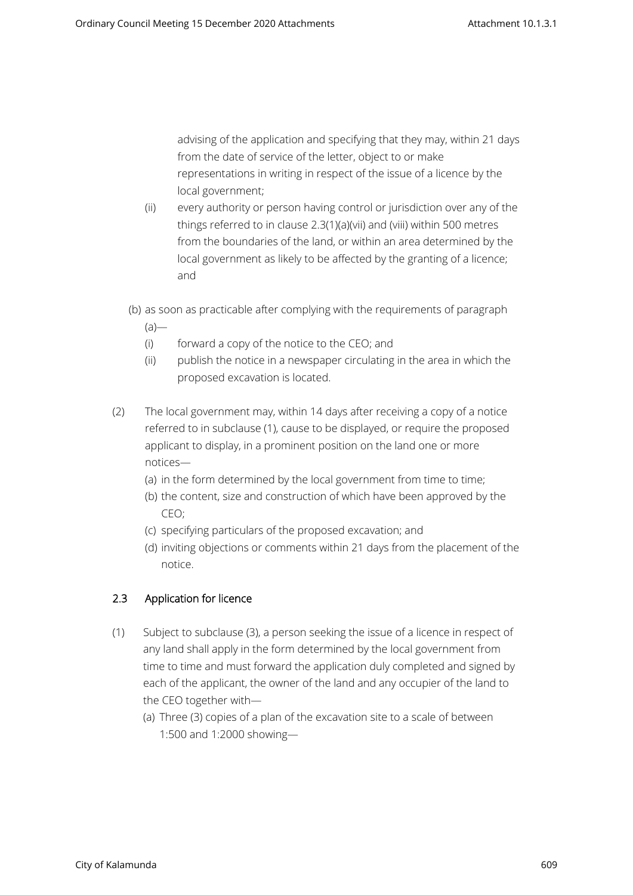advising of the application and specifying that they may, within 21 days from the date of service of the letter, object to or make representations in writing in respect of the issue of a licence by the local government;

(ii) every authority or person having control or jurisdiction over any of the things referred to in clause 2.3(1)(a)(vii) and (viii) within 500 metres from the boundaries of the land, or within an area determined by the local government as likely to be affected by the granting of a licence; and

(b) as soon as practicable after complying with the requirements of paragraph (a)—

(i) forward a copy of the notice to the CEO; and

(ii) publish the notice in a newspaper circulating in the area in which the proposed excavation is located.

(2) The local government may, within 14 days after receiving a copy of a notice referred to in subclause (1), cause to be displayed, or require the proposed applicant to display, in a prominent position on the land one or more notices—

(a) in the form determined by the local government from time to time;

(b) the content, size and construction of which have been approved by the CEO;

(c) specifying particulars of the proposed excavation; and

(d) inviting objections or comments within 21 days from the placement of the notice.

## 2.3 Application for licence

(1) Subject to subclause (3), a person seeking the issue of a licence in respect of any land shall apply in the form determined by the local government from time to time and must forward the application duly completed and signed by each of the applicant, the owner of the land and any occupier of the land to the CEO together with—

(a) Three (3) copies of a plan of the excavation site to a scale of between 1:500 and 1:2000 showing—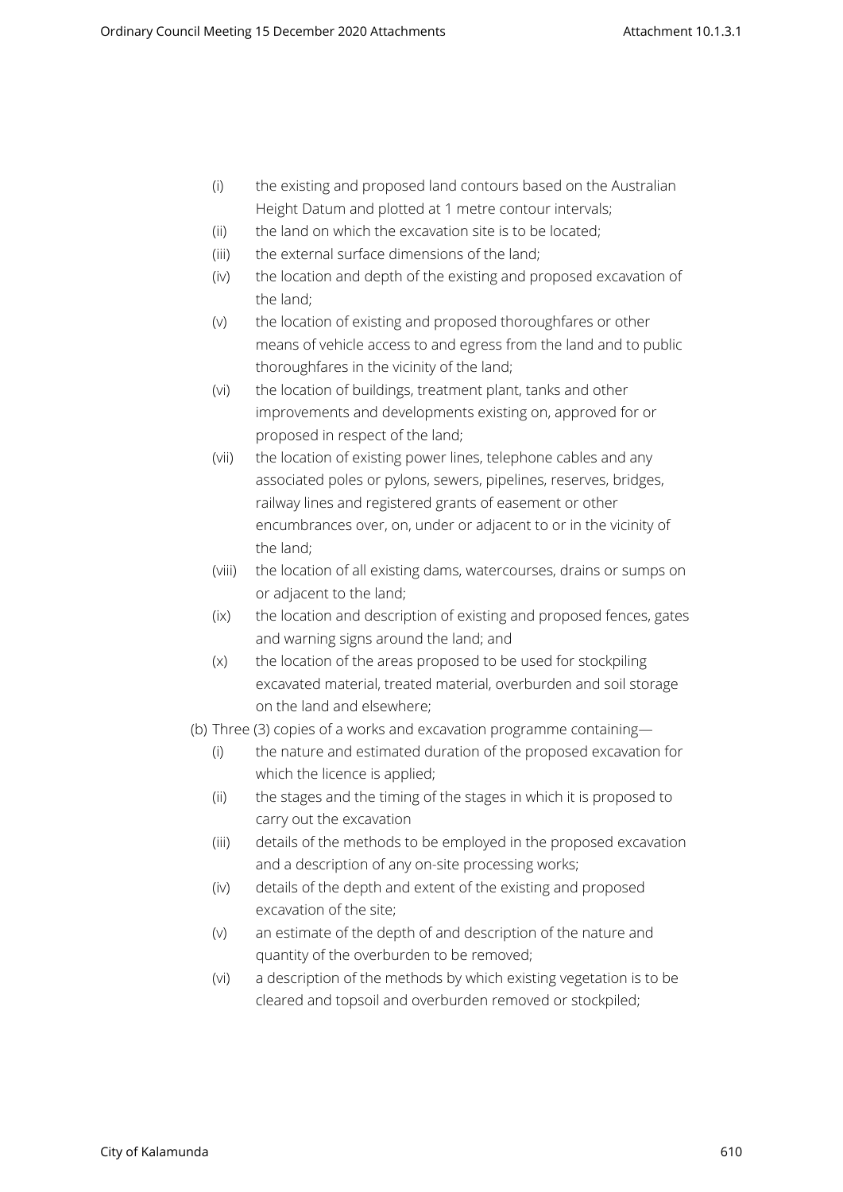- (i) the existing and proposed land contours based on the Australian Height Datum and plotted at 1 metre contour intervals;
- (ii) the land on which the excavation site is to be located;
- (iii) the external surface dimensions of the land;
- (iv) the location and depth of the existing and proposed excavation of the land;
- (v) the location of existing and proposed thoroughfares or other means of vehicle access to and egress from the land and to public thoroughfares in the vicinity of the land;
- (vi) the location of buildings, treatment plant, tanks and other improvements and developments existing on, approved for or proposed in respect of the land;
- (vii) the location of existing power lines, telephone cables and any associated poles or pylons, sewers, pipelines, reserves, bridges, railway lines and registered grants of easement or other encumbrances over, on, under or adjacent to or in the vicinity of the land;
- (viii) the location of all existing dams, watercourses, drains or sumps on or adjacent to the land;
- (ix) the location and description of existing and proposed fences, gates and warning signs around the land; and
- (x) the location of the areas proposed to be used for stockpiling excavated material, treated material, overburden and soil storage on the land and elsewhere;

(b) Three (3) copies of a works and excavation programme containing—

- (i) the nature and estimated duration of the proposed excavation for which the licence is applied;
- (ii) the stages and the timing of the stages in which it is proposed to carry out the excavation
- (iii) details of the methods to be employed in the proposed excavation and a description of any on-site processing works;
- (iv) details of the depth and extent of the existing and proposed excavation of the site;
- (v) an estimate of the depth of and description of the nature and quantity of the overburden to be removed;
- (vi) a description of the methods by which existing vegetation is to be cleared and topsoil and overburden removed or stockpiled;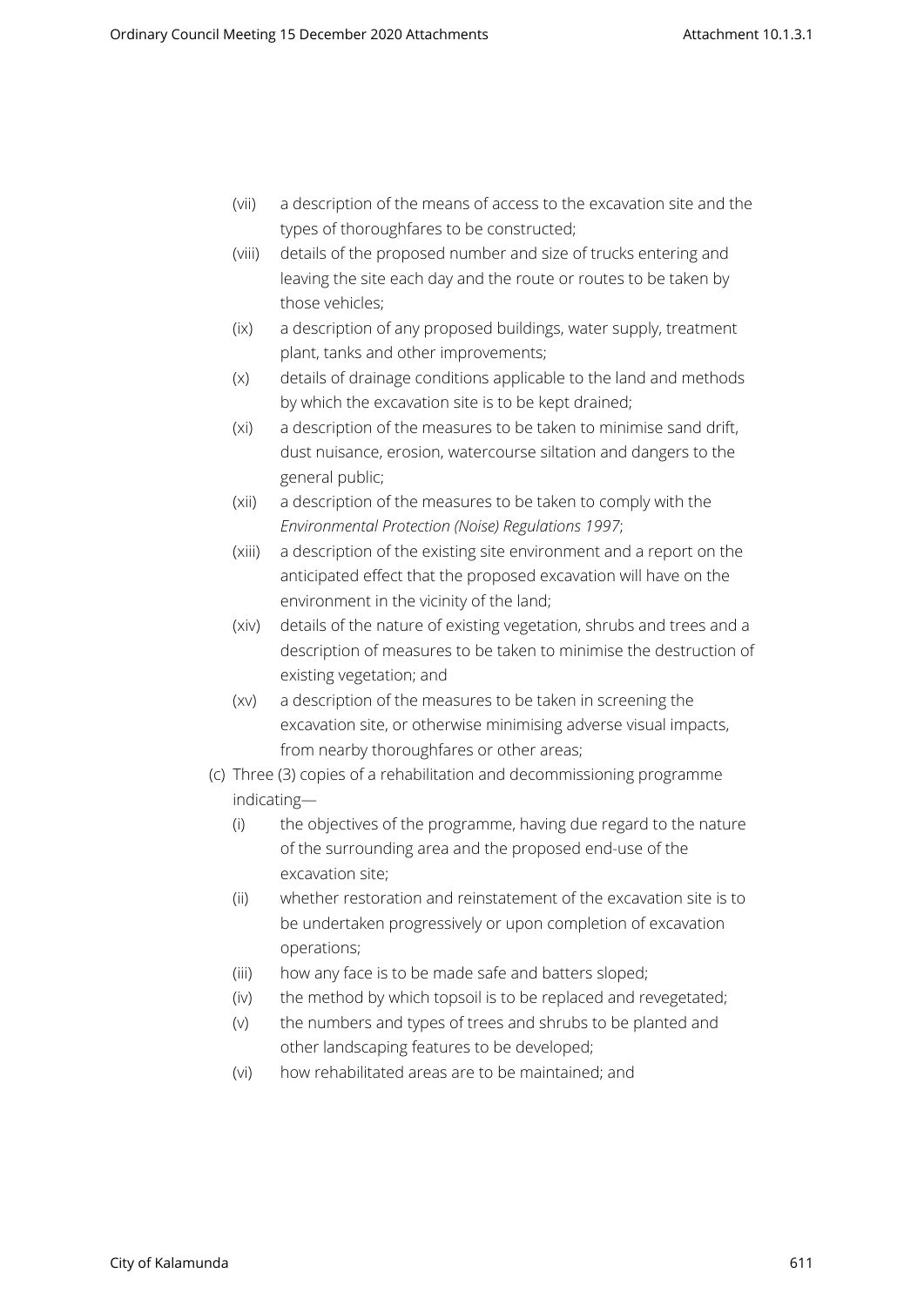- (vii) a description of the means of access to the excavation site and the types of thoroughfares to be constructed;
- (viii) details of the proposed number and size of trucks entering and leaving the site each day and the route or routes to be taken by those vehicles;
- (ix) a description of any proposed buildings, water supply, treatment plant, tanks and other improvements;
- (x) details of drainage conditions applicable to the land and methods by which the excavation site is to be kept drained;
- (xi) a description of the measures to be taken to minimise sand drift, dust nuisance, erosion, watercourse siltation and dangers to the general public;
- (xii) a description of the measures to be taken to comply with the *Environmental Protection (Noise) Regulations 1997*;
- (xiii) a description of the existing site environment and a report on the anticipated effect that the proposed excavation will have on the environment in the vicinity of the land;
- (xiv) details of the nature of existing vegetation, shrubs and trees and a description of measures to be taken to minimise the destruction of existing vegetation; and
- (xv) a description of the measures to be taken in screening the excavation site, or otherwise minimising adverse visual impacts, from nearby thoroughfares or other areas;

(c) Three (3) copies of a rehabilitation and decommissioning programme indicating—

- (i) the objectives of the programme, having due regard to the nature of the surrounding area and the proposed end-use of the excavation site;
- (ii) whether restoration and reinstatement of the excavation site is to be undertaken progressively or upon completion of excavation operations;
- (iii) how any face is to be made safe and batters sloped;
- (iv) the method by which topsoil is to be replaced and revegetated;
- (v) the numbers and types of trees and shrubs to be planted and other landscaping features to be developed;
- (vi) how rehabilitated areas are to be maintained; and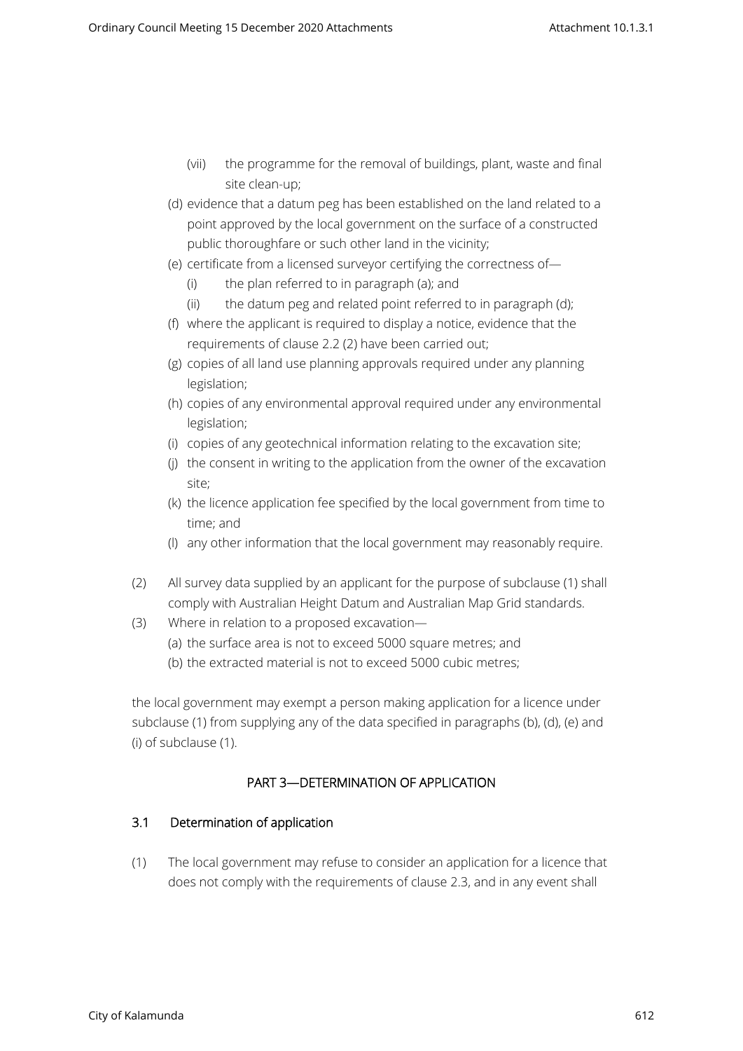(vii) the programme for the removal of buildings, plant, waste and final site clean-up;

(d) evidence that a datum peg has been established on the land related to a point approved by the local government on the surface of a constructed public thoroughfare or such other land in the vicinity;

(e) certificate from a licensed surveyor certifying the correctness of—

(i) the plan referred to in paragraph (a); and

(ii) the datum peg and related point referred to in paragraph (d);

(f) where the applicant is required to display a notice, evidence that the requirements of clause 2.2 (2) have been carried out;

(g) copies of all land use planning approvals required under any planning legislation;

(h) copies of any environmental approval required under any environmental legislation;

(i) copies of any geotechnical information relating to the excavation site;

(j) the consent in writing to the application from the owner of the excavation site;

(k) the licence application fee specified by the local government from time to time; and

(l) any other information that the local government may reasonably require.

(2) All survey data supplied by an applicant for the purpose of subclause (1) shall comply with Australian Height Datum and Australian Map Grid standards.

(3) Where in relation to a proposed excavation—

(a) the surface area is not to exceed 5000 square metres; and

(b) the extracted material is not to exceed 5000 cubic metres;

the local government may exempt a person making application for a licence under subclause (1) from supplying any of the data specified in paragraphs (b), (d), (e) and (i) of subclause (1).

## PART 3—DETERMINATION OF APPLICATION

### 3.1 Determination of application

(1) The local government may refuse to consider an application for a licence that does not comply with the requirements of clause 2.3, and in any event shall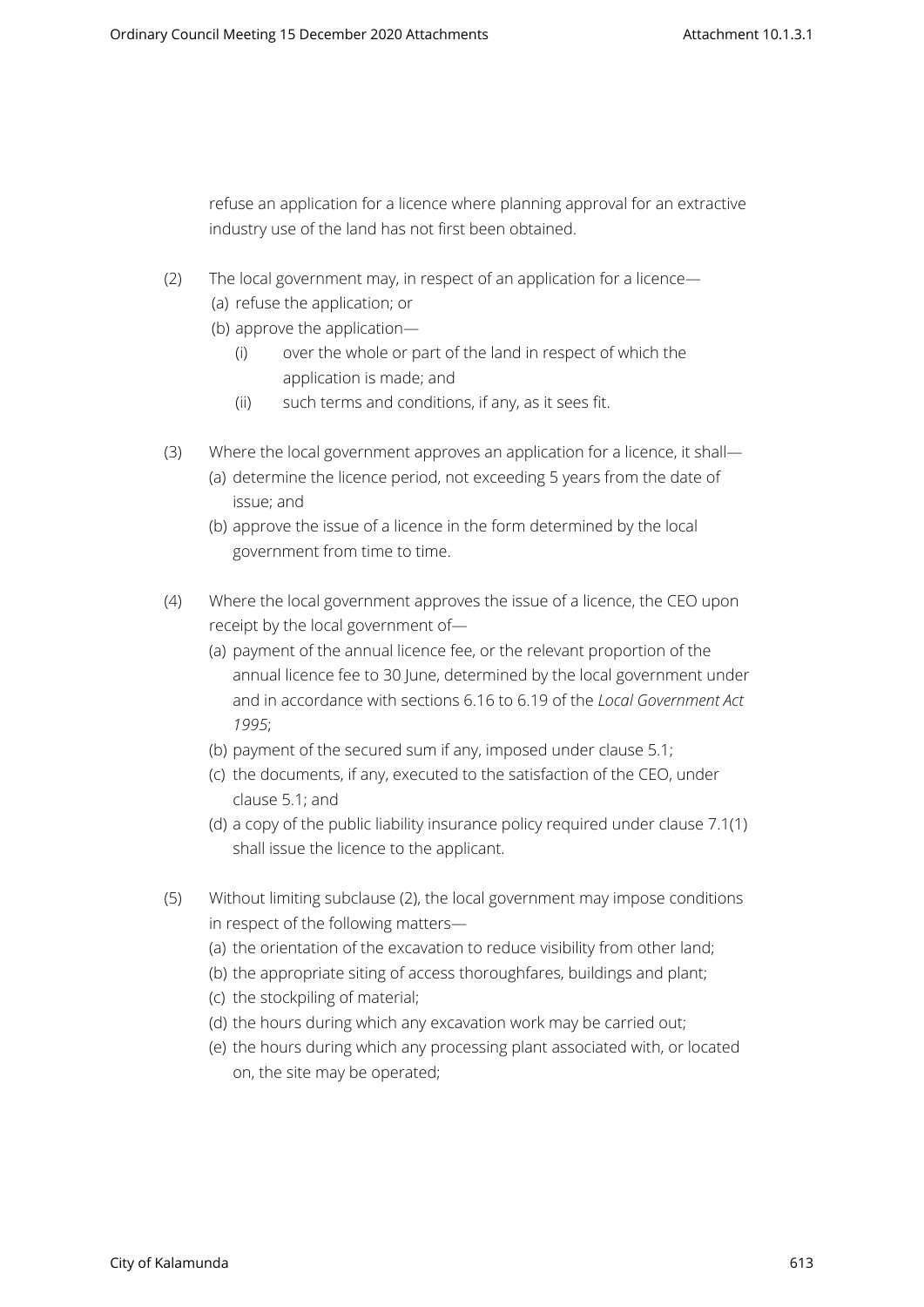refuse an application for a licence where planning approval for an extractive industry use of the land has not first been obtained.

(2) The local government may, in respect of an application for a licence—

(a) refuse the application; or

(b) approve the application—

(i) over the whole or part of the land in respect of which the application is made; and

(ii) such terms and conditions, if any, as it sees fit.

(3) Where the local government approves an application for a licence, it shall—

(a) determine the licence period, not exceeding 5 years from the date of issue; and

(b) approve the issue of a licence in the form determined by the local government from time to time.

(4) Where the local government approves the issue of a licence, the CEO upon receipt by the local government of—

(a) payment of the annual licence fee, or the relevant proportion of the annual licence fee to 30 June, determined by the local government under and in accordance with sections 6.16 to 6.19 of the *Local Government Act 1995*;

(b) payment of the secured sum if any, imposed under clause 5.1;

(c) the documents, if any, executed to the satisfaction of the CEO, under clause 5.1; and

(d) a copy of the public liability insurance policy required under clause 7.1(1) shall issue the licence to the applicant.

(5) Without limiting subclause (2), the local government may impose conditions in respect of the following matters—

(a) the orientation of the excavation to reduce visibility from other land;

(b) the appropriate siting of access thoroughfares, buildings and plant;

(c) the stockpiling of material;

(d) the hours during which any excavation work may be carried out;

(e) the hours during which any processing plant associated with, or located on, the site may be operated;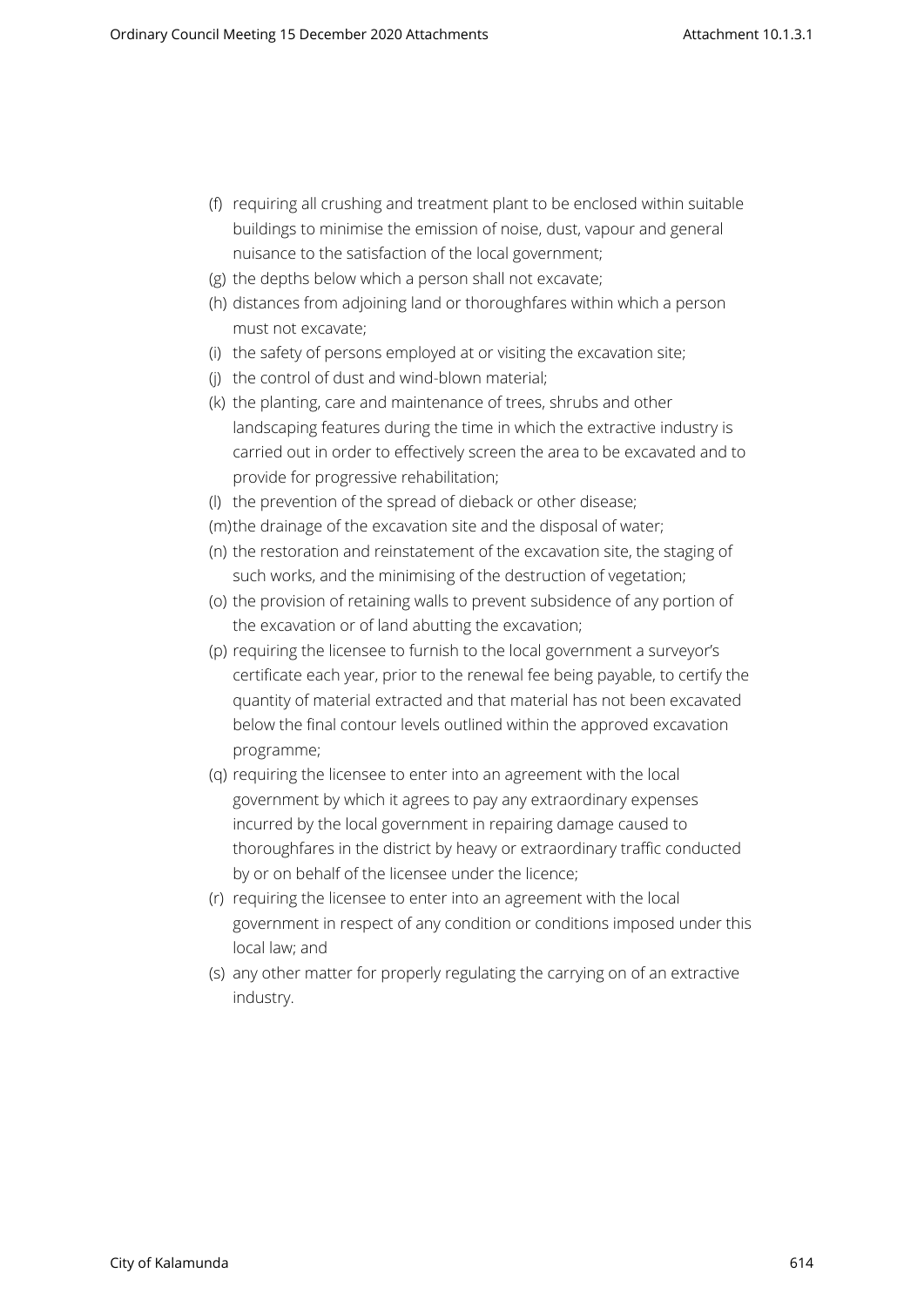(f) requiring all crushing and treatment plant to be enclosed within suitable buildings to minimise the emission of noise, dust, vapour and general nuisance to the satisfaction of the local government;

(g) the depths below which a person shall not excavate;

(h) distances from adjoining land or thoroughfares within which a person must not excavate;

(i) the safety of persons employed at or visiting the excavation site;

(j) the control of dust and wind-blown material;

(k) the planting, care and maintenance of trees, shrubs and other landscaping features during the time in which the extractive industry is carried out in order to effectively screen the area to be excavated and to provide for progressive rehabilitation;

(l) the prevention of the spread of dieback or other disease;

(m) the drainage of the excavation site and the disposal of water;

(n) the restoration and reinstatement of the excavation site, the staging of such works, and the minimising of the destruction of vegetation;

(o) the provision of retaining walls to prevent subsidence of any portion of the excavation or of land abutting the excavation;

(p) requiring the licensee to furnish to the local government a surveyor's certificate each year, prior to the renewal fee being payable, to certify the quantity of material extracted and that material has not been excavated below the final contour levels outlined within the approved excavation programme;

(q) requiring the licensee to enter into an agreement with the local government by which it agrees to pay any extraordinary expenses incurred by the local government in repairing damage caused to thoroughfares in the district by heavy or extraordinary traffic conducted by or on behalf of the licensee under the licence;

(r) requiring the licensee to enter into an agreement with the local government in respect of any condition or conditions imposed under this local law; and

(s) any other matter for properly regulating the carrying on of an extractive industry.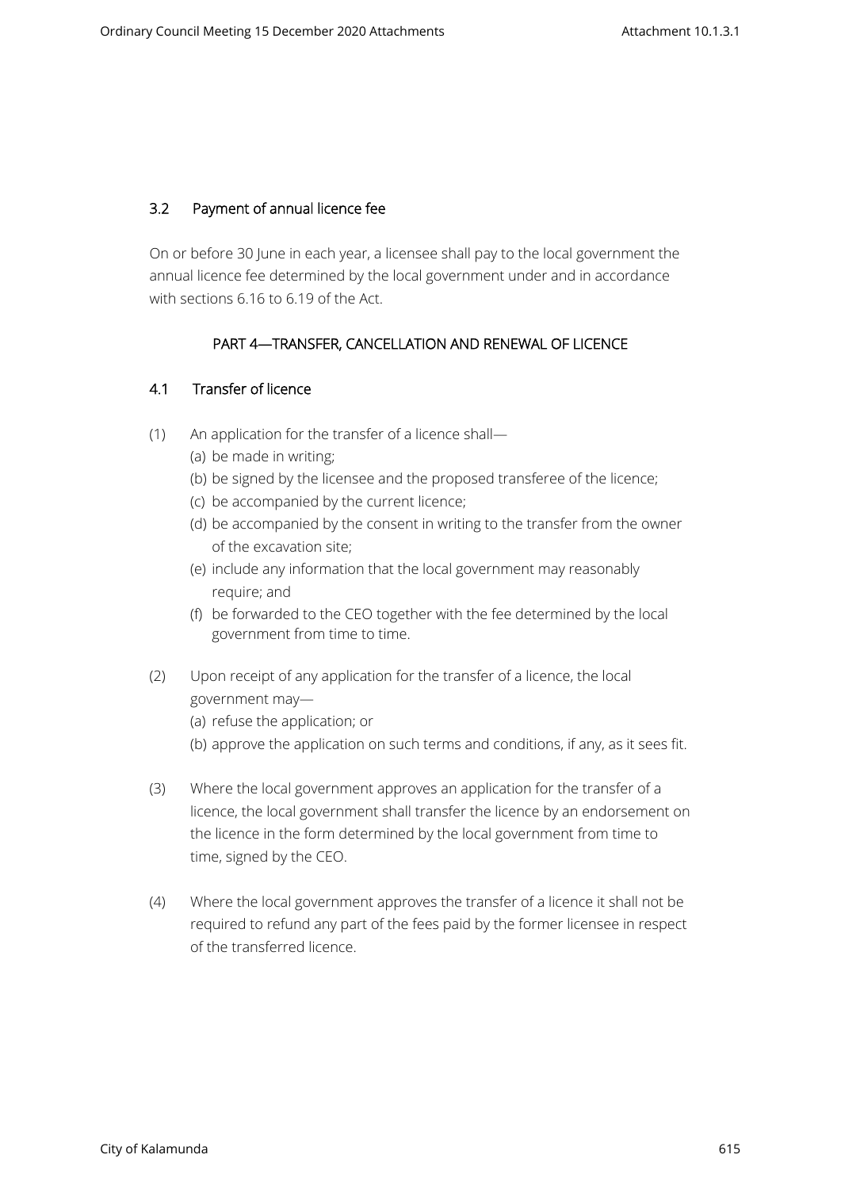### 3.2 Payment of annual licence fee

On or before 30 June in each year, a licensee shall pay to the local government the annual licence fee determined by the local government under and in accordance with sections 6.16 to 6.19 of the Act.

## PART 4—TRANSFER, CANCELLATION AND RENEWAL OF LICENCE

### 4.1 Transfer of licence

(1) An application for the transfer of a licence shall—
   (a) be made in writing;
   (b) be signed by the licensee and the proposed transferee of the licence;
   (c) be accompanied by the current licence;
   (d) be accompanied by the consent in writing to the transfer from the owner of the excavation site;
   (e) include any information that the local government may reasonably require; and
   (f) be forwarded to the CEO together with the fee determined by the local government from time to time.

(2) Upon receipt of any application for the transfer of a licence, the local government may—
   (a) refuse the application; or
   (b) approve the application on such terms and conditions, if any, as it sees fit.

(3) Where the local government approves an application for the transfer of a licence, the local government shall transfer the licence by an endorsement on the licence in the form determined by the local government from time to time, signed by the CEO.

(4) Where the local government approves the transfer of a licence it shall not be required to refund any part of the fees paid by the former licensee in respect of the transferred licence.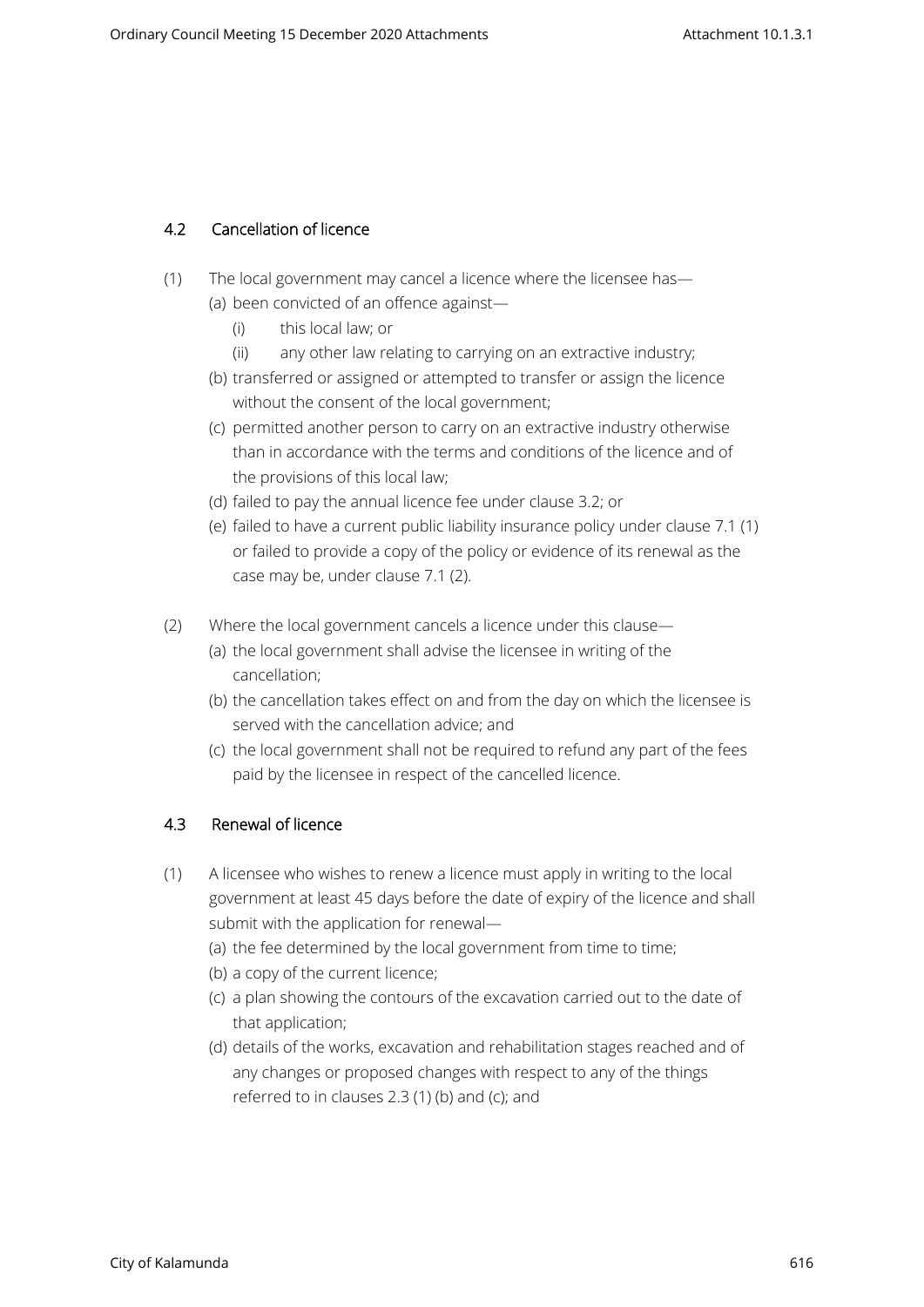## 4.2 Cancellation of licence

(1) The local government may cancel a licence where the licensee has—
  (a) been convicted of an offence against—
    (i) this local law; or
    (ii) any other law relating to carrying on an extractive industry;
  (b) transferred or assigned or attempted to transfer or assign the licence without the consent of the local government;
  (c) permitted another person to carry on an extractive industry otherwise than in accordance with the terms and conditions of the licence and of the provisions of this local law;
  (d) failed to pay the annual licence fee under clause 3.2; or
  (e) failed to have a current public liability insurance policy under clause 7.1 (1) or failed to provide a copy of the policy or evidence of its renewal as the case may be, under clause 7.1 (2).

(2) Where the local government cancels a licence under this clause—
  (a) the local government shall advise the licensee in writing of the cancellation;
  (b) the cancellation takes effect on and from the day on which the licensee is served with the cancellation advice; and
  (c) the local government shall not be required to refund any part of the fees paid by the licensee in respect of the cancelled licence.

## 4.3 Renewal of licence

(1) A licensee who wishes to renew a licence must apply in writing to the local government at least 45 days before the date of expiry of the licence and shall submit with the application for renewal—
  (a) the fee determined by the local government from time to time;
  (b) a copy of the current licence;
  (c) a plan showing the contours of the excavation carried out to the date of that application;
  (d) details of the works, excavation and rehabilitation stages reached and of any changes or proposed changes with respect to any of the things referred to in clauses 2.3 (1) (b) and (c); and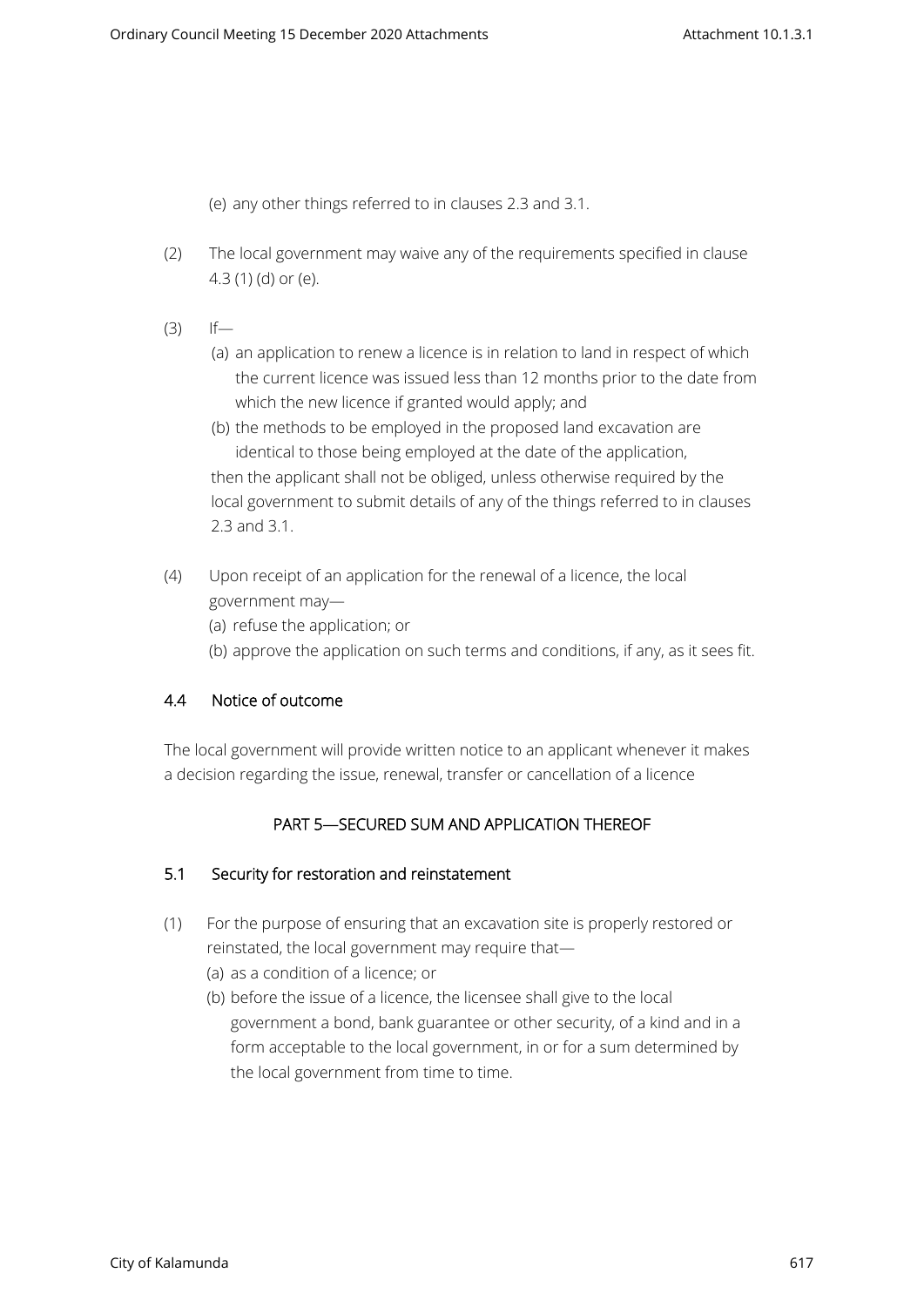(e) any other things referred to in clauses 2.3 and 3.1.

(2) The local government may waive any of the requirements specified in clause 4.3 (1) (d) or (e).

(3) If—

(a) an application to renew a licence is in relation to land in respect of which the current licence was issued less than 12 months prior to the date from which the new licence if granted would apply; and

(b) the methods to be employed in the proposed land excavation are identical to those being employed at the date of the application,

then the applicant shall not be obliged, unless otherwise required by the local government to submit details of any of the things referred to in clauses 2.3 and 3.1.

(4) Upon receipt of an application for the renewal of a licence, the local government may—

(a) refuse the application; or

(b) approve the application on such terms and conditions, if any, as it sees fit.

### 4.4 Notice of outcome

The local government will provide written notice to an applicant whenever it makes a decision regarding the issue, renewal, transfer or cancellation of a licence

## PART 5—SECURED SUM AND APPLICATION THEREOF

### 5.1 Security for restoration and reinstatement

(1) For the purpose of ensuring that an excavation site is properly restored or reinstated, the local government may require that—

(a) as a condition of a licence; or

(b) before the issue of a licence, the licensee shall give to the local government a bond, bank guarantee or other security, of a kind and in a form acceptable to the local government, in or for a sum determined by the local government from time to time.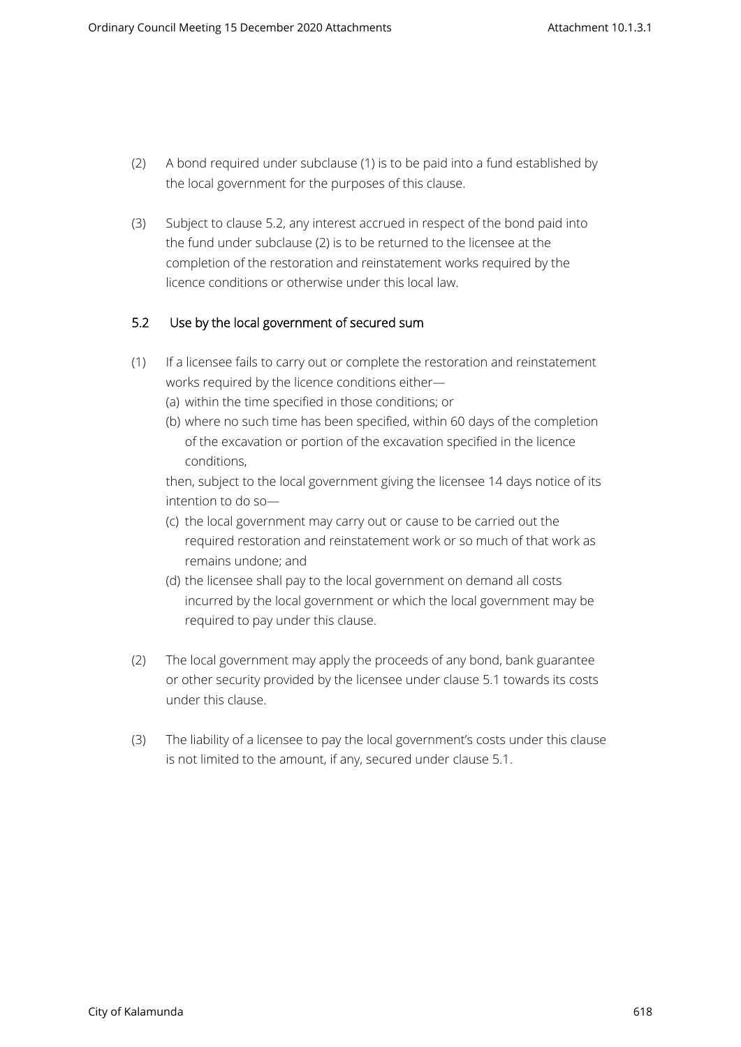(2) A bond required under subclause (1) is to be paid into a fund established by the local government for the purposes of this clause.

(3) Subject to clause 5.2, any interest accrued in respect of the bond paid into the fund under subclause (2) is to be returned to the licensee at the completion of the restoration and reinstatement works required by the licence conditions or otherwise under this local law.

### 5.2 Use by the local government of secured sum

(1) If a licensee fails to carry out or complete the restoration and reinstatement works required by the licence conditions either—

   (a) within the time specified in those conditions; or

   (b) where no such time has been specified, within 60 days of the completion of the excavation or portion of the excavation specified in the licence conditions,

   then, subject to the local government giving the licensee 14 days notice of its intention to do so—

   (c) the local government may carry out or cause to be carried out the required restoration and reinstatement work or so much of that work as remains undone; and

   (d) the licensee shall pay to the local government on demand all costs incurred by the local government or which the local government may be required to pay under this clause.

(2) The local government may apply the proceeds of any bond, bank guarantee or other security provided by the licensee under clause 5.1 towards its costs under this clause.

(3) The liability of a licensee to pay the local government's costs under this clause is not limited to the amount, if any, secured under clause 5.1.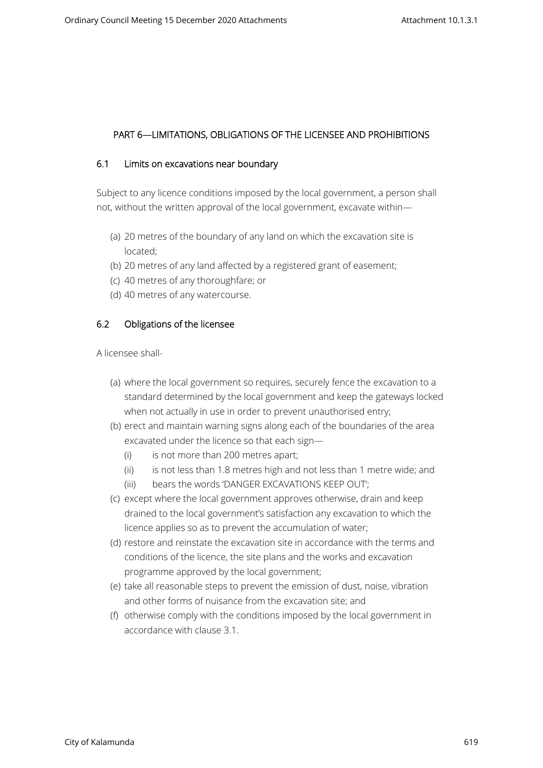## PART 6—LIMITATIONS, OBLIGATIONS OF THE LICENSEE AND PROHIBITIONS

### 6.1 Limits on excavations near boundary

Subject to any licence conditions imposed by the local government, a person shall not, without the written approval of the local government, excavate within—

(a) 20 metres of the boundary of any land on which the excavation site is located;
(b) 20 metres of any land affected by a registered grant of easement;
(c) 40 metres of any thoroughfare; or
(d) 40 metres of any watercourse.

### 6.2 Obligations of the licensee

A licensee shall-

(a) where the local government so requires, securely fence the excavation to a standard determined by the local government and keep the gateways locked when not actually in use in order to prevent unauthorised entry;
(b) erect and maintain warning signs along each of the boundaries of the area excavated under the licence so that each sign—
    (i) is not more than 200 metres apart;
    (ii) is not less than 1.8 metres high and not less than 1 metre wide; and
    (iii) bears the words 'DANGER EXCAVATIONS KEEP OUT';
(c) except where the local government approves otherwise, drain and keep drained to the local government's satisfaction any excavation to which the licence applies so as to prevent the accumulation of water;
(d) restore and reinstate the excavation site in accordance with the terms and conditions of the licence, the site plans and the works and excavation programme approved by the local government;
(e) take all reasonable steps to prevent the emission of dust, noise, vibration and other forms of nuisance from the excavation site; and
(f) otherwise comply with the conditions imposed by the local government in accordance with clause 3.1.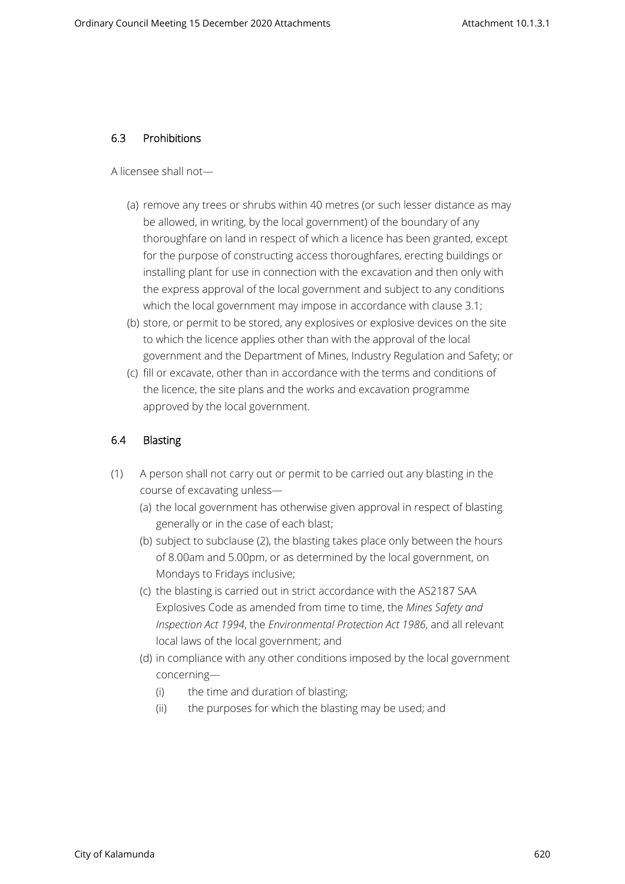## 6.3 Prohibitions

A licensee shall not—

(a) remove any trees or shrubs within 40 metres (or such lesser distance as may be allowed, in writing, by the local government) of the boundary of any thoroughfare on land in respect of which a licence has been granted, except for the purpose of constructing access thoroughfares, erecting buildings or installing plant for use in connection with the excavation and then only with the express approval of the local government and subject to any conditions which the local government may impose in accordance with clause 3.1;

(b) store, or permit to be stored, any explosives or explosive devices on the site to which the licence applies other than with the approval of the local government and the Department of Mines, Industry Regulation and Safety; or

(c) fill or excavate, other than in accordance with the terms and conditions of the licence, the site plans and the works and excavation programme approved by the local government.

## 6.4 Blasting

(1) A person shall not carry out or permit to be carried out any blasting in the course of excavating unless—

   (a) the local government has otherwise given approval in respect of blasting generally or in the case of each blast;

   (b) subject to subclause (2), the blasting takes place only between the hours of 8.00am and 5.00pm, or as determined by the local government, on Mondays to Fridays inclusive;

   (c) the blasting is carried out in strict accordance with the AS2187 SAA Explosives Code as amended from time to time, the *Mines Safety and Inspection Act 1994*, the *Environmental Protection Act 1986*, and all relevant local laws of the local government; and

   (d) in compliance with any other conditions imposed by the local government concerning—

      (i) the time and duration of blasting;

      (ii) the purposes for which the blasting may be used; and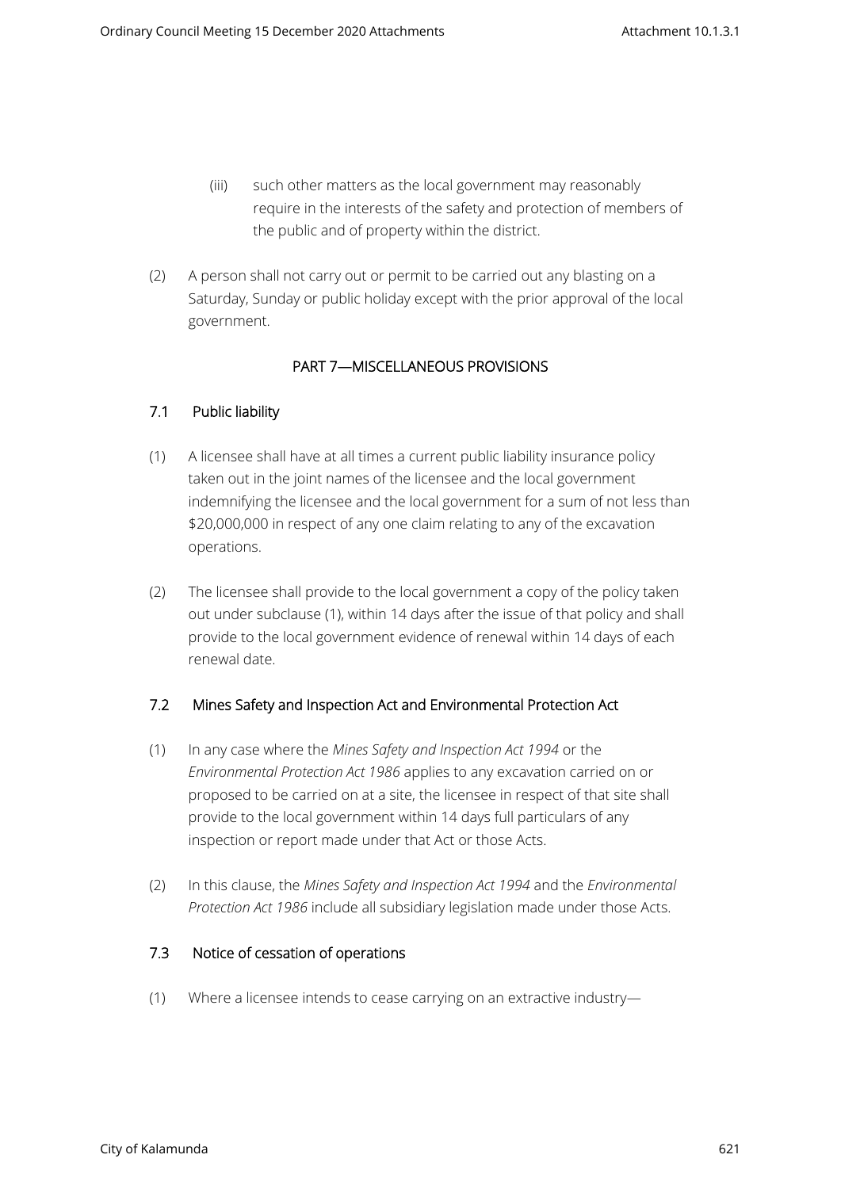(iii) such other matters as the local government may reasonably require in the interests of the safety and protection of members of the public and of property within the district.

(2) A person shall not carry out or permit to be carried out any blasting on a Saturday, Sunday or public holiday except with the prior approval of the local government.

## PART 7—MISCELLANEOUS PROVISIONS

### 7.1 Public liability

(1) A licensee shall have at all times a current public liability insurance policy taken out in the joint names of the licensee and the local government indemnifying the licensee and the local government for a sum of not less than $20,000,000 in respect of any one claim relating to any of the excavation operations.

(2) The licensee shall provide to the local government a copy of the policy taken out under subclause (1), within 14 days after the issue of that policy and shall provide to the local government evidence of renewal within 14 days of each renewal date.

### 7.2 Mines Safety and Inspection Act and Environmental Protection Act

(1) In any case where the *Mines Safety and Inspection Act 1994* or the *Environmental Protection Act 1986* applies to any excavation carried on or proposed to be carried on at a site, the licensee in respect of that site shall provide to the local government within 14 days full particulars of any inspection or report made under that Act or those Acts.

(2) In this clause, the *Mines Safety and Inspection Act 1994* and the *Environmental Protection Act 1986* include all subsidiary legislation made under those Acts.

### 7.3 Notice of cessation of operations

(1) Where a licensee intends to cease carrying on an extractive industry—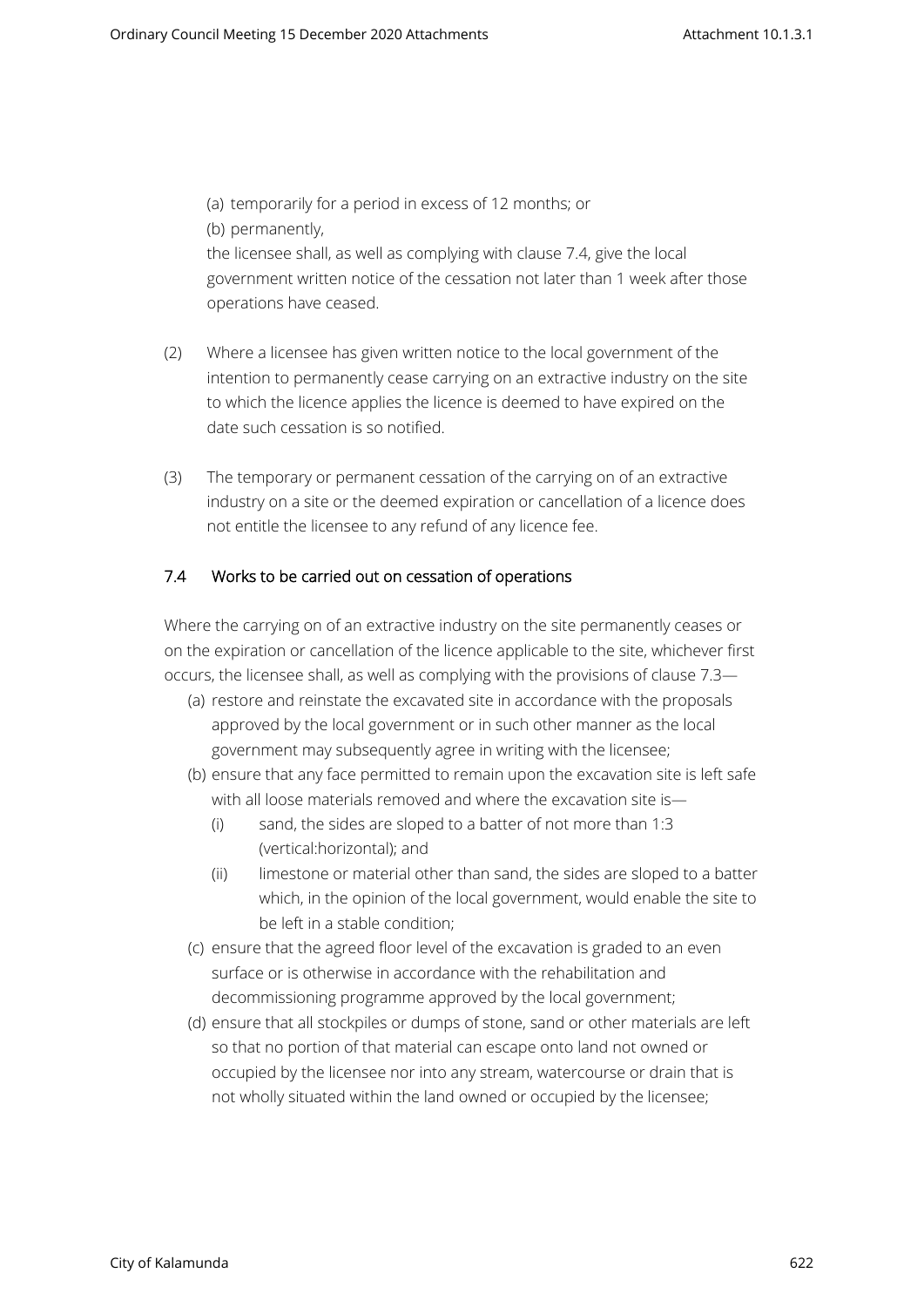(a) temporarily for a period in excess of 12 months; or

(b) permanently,

the licensee shall, as well as complying with clause 7.4, give the local government written notice of the cessation not later than 1 week after those operations have ceased.

(2) Where a licensee has given written notice to the local government of the intention to permanently cease carrying on an extractive industry on the site to which the licence applies the licence is deemed to have expired on the date such cessation is so notified.

(3) The temporary or permanent cessation of the carrying on of an extractive industry on a site or the deemed expiration or cancellation of a licence does not entitle the licensee to any refund of any licence fee.

### 7.4 Works to be carried out on cessation of operations

Where the carrying on of an extractive industry on the site permanently ceases or on the expiration or cancellation of the licence applicable to the site, whichever first occurs, the licensee shall, as well as complying with the provisions of clause 7.3—

(a) restore and reinstate the excavated site in accordance with the proposals approved by the local government or in such other manner as the local government may subsequently agree in writing with the licensee;

(b) ensure that any face permitted to remain upon the excavation site is left safe with all loose materials removed and where the excavation site is—

  (i) sand, the sides are sloped to a batter of not more than 1:3 (vertical:horizontal); and

  (ii) limestone or material other than sand, the sides are sloped to a batter which, in the opinion of the local government, would enable the site to be left in a stable condition;

(c) ensure that the agreed floor level of the excavation is graded to an even surface or is otherwise in accordance with the rehabilitation and decommissioning programme approved by the local government;

(d) ensure that all stockpiles or dumps of stone, sand or other materials are left so that no portion of that material can escape onto land not owned or occupied by the licensee nor into any stream, watercourse or drain that is not wholly situated within the land owned or occupied by the licensee;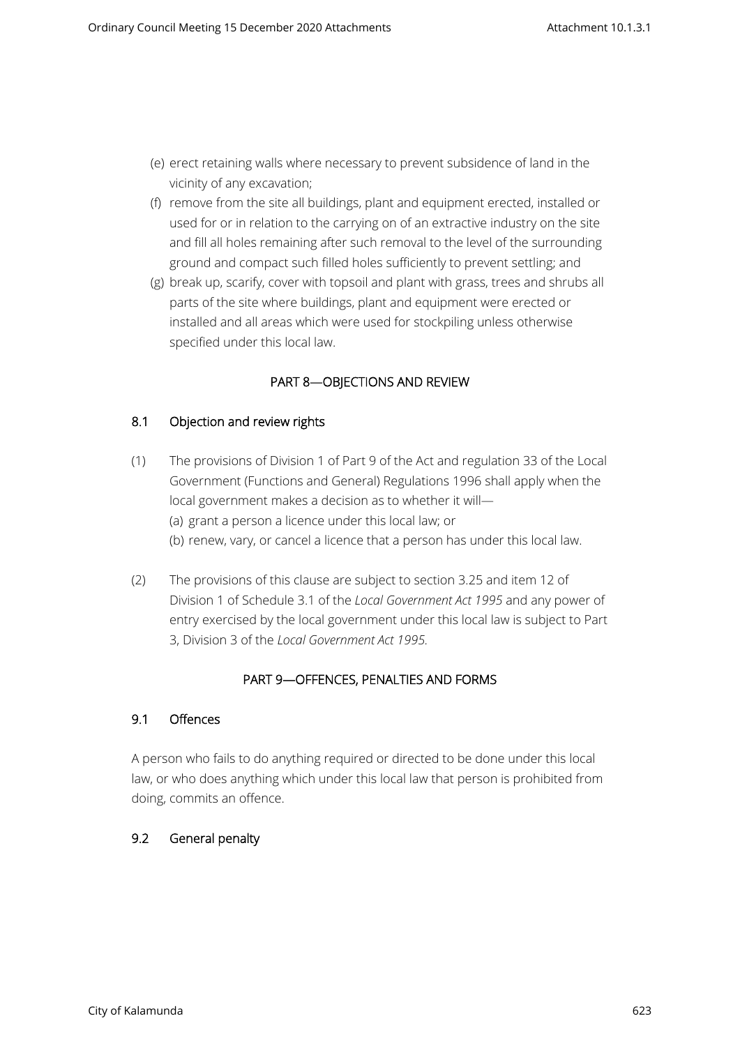(e) erect retaining walls where necessary to prevent subsidence of land in the vicinity of any excavation;

(f) remove from the site all buildings, plant and equipment erected, installed or used for or in relation to the carrying on of an extractive industry on the site and fill all holes remaining after such removal to the level of the surrounding ground and compact such filled holes sufficiently to prevent settling; and

(g) break up, scarify, cover with topsoil and plant with grass, trees and shrubs all parts of the site where buildings, plant and equipment were erected or installed and all areas which were used for stockpiling unless otherwise specified under this local law.

## PART 8—OBJECTIONS AND REVIEW

### 8.1 Objection and review rights

(1) The provisions of Division 1 of Part 9 of the Act and regulation 33 of the Local Government (Functions and General) Regulations 1996 shall apply when the local government makes a decision as to whether it will—

(a) grant a person a licence under this local law; or

(b) renew, vary, or cancel a licence that a person has under this local law.

(2) The provisions of this clause are subject to section 3.25 and item 12 of Division 1 of Schedule 3.1 of the *Local Government Act 1995* and any power of entry exercised by the local government under this local law is subject to Part 3, Division 3 of the *Local Government Act 1995.*

## PART 9—OFFENCES, PENALTIES AND FORMS

### 9.1 Offences

A person who fails to do anything required or directed to be done under this local law, or who does anything which under this local law that person is prohibited from doing, commits an offence.

### 9.2 General penalty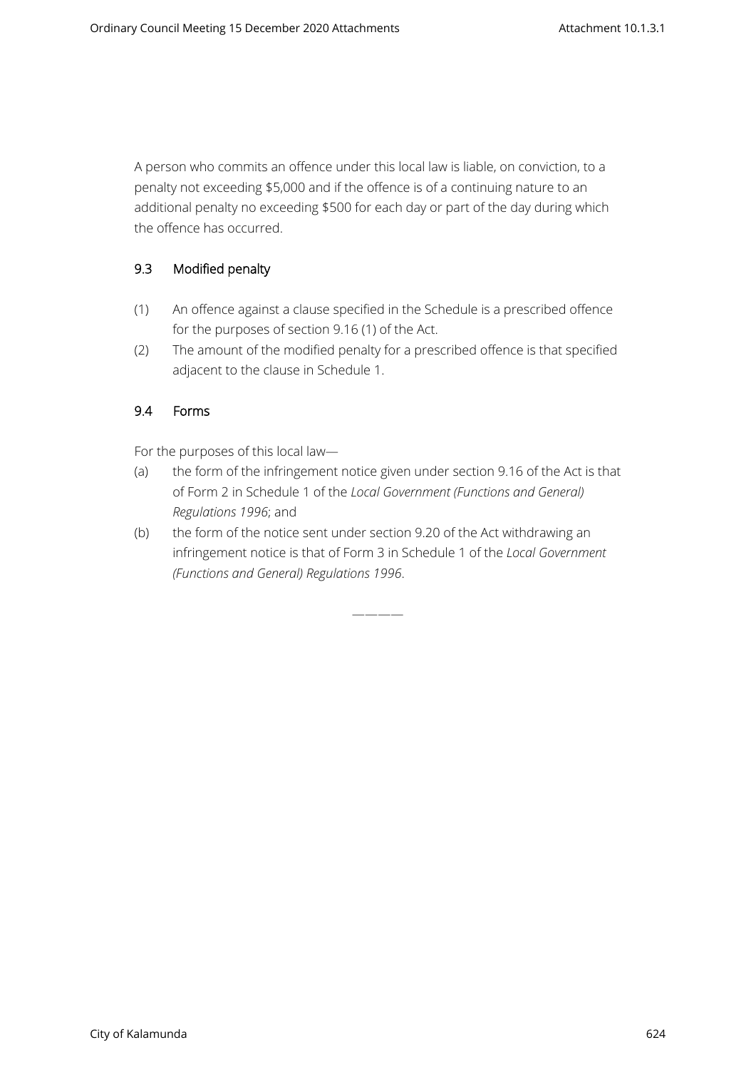A person who commits an offence under this local law is liable, on conviction, to a penalty not exceeding $5,000 and if the offence is of a continuing nature to an additional penalty no exceeding $500 for each day or part of the day during which the offence has occurred.

### 9.3 Modified penalty

(1) An offence against a clause specified in the Schedule is a prescribed offence for the purposes of section 9.16 (1) of the Act.

(2) The amount of the modified penalty for a prescribed offence is that specified adjacent to the clause in Schedule 1.

### 9.4 Forms

For the purposes of this local law—

(a) the form of the infringement notice given under section 9.16 of the Act is that of Form 2 in Schedule 1 of the *Local Government (Functions and General) Regulations 1996*; and

(b) the form of the notice sent under section 9.20 of the Act withdrawing an infringement notice is that of Form 3 in Schedule 1 of the *Local Government (Functions and General) Regulations 1996*.

————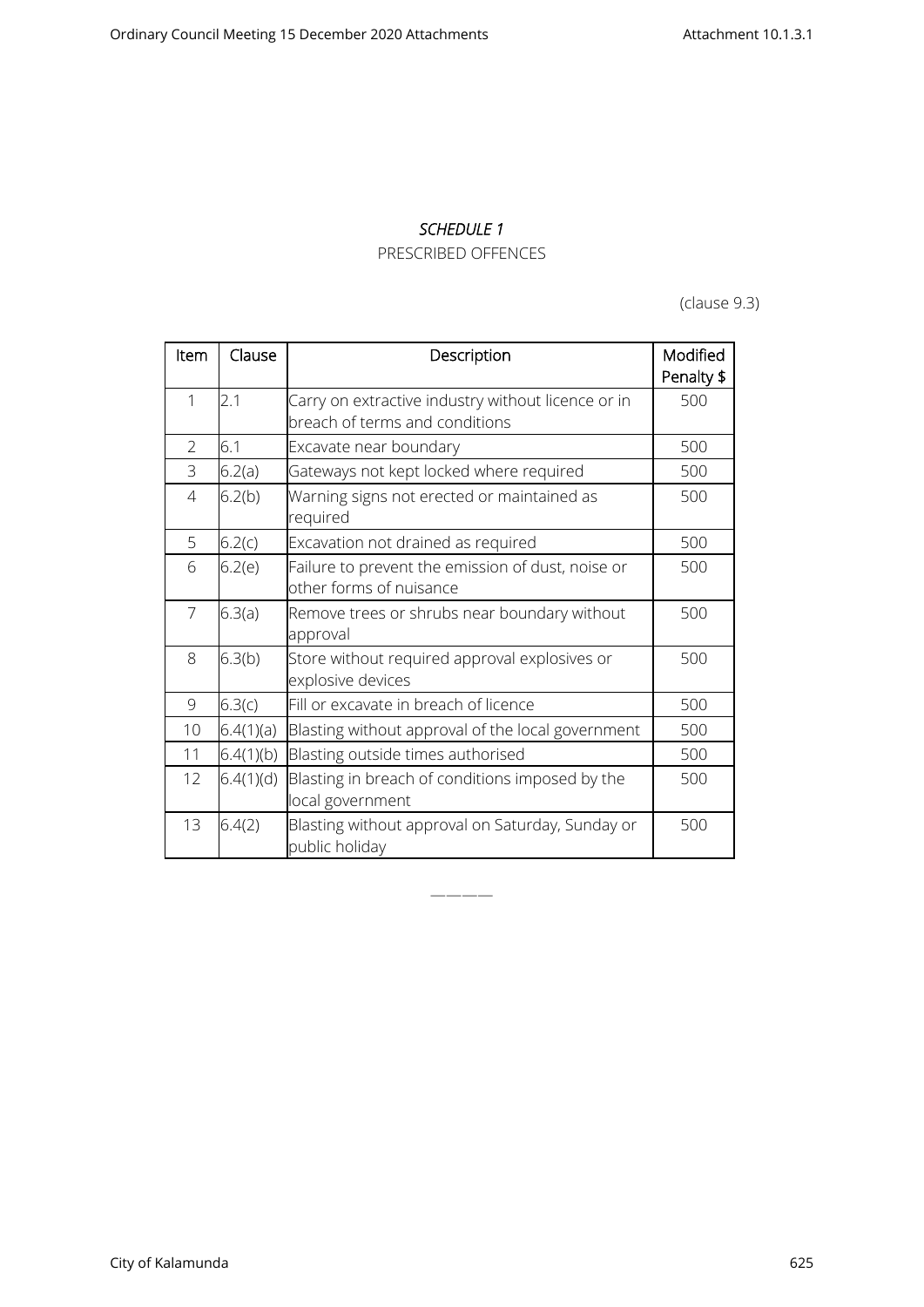*SCHEDULE 1*

PRESCRIBED OFFENCES

(clause 9.3)

| Item | Clause | Description | Modified Penalty $ |
|---|---|---|---|
| 1 | 2.1 | Carry on extractive industry without licence or in breach of terms and conditions | 500 |
| 2 | 6.1 | Excavate near boundary | 500 |
| 3 | 6.2(a) | Gateways not kept locked where required | 500 |
| 4 | 6.2(b) | Warning signs not erected or maintained as required | 500 |
| 5 | 6.2(c) | Excavation not drained as required | 500 |
| 6 | 6.2(e) | Failure to prevent the emission of dust, noise or other forms of nuisance | 500 |
| 7 | 6.3(a) | Remove trees or shrubs near boundary without approval | 500 |
| 8 | 6.3(b) | Store without required approval explosives or explosive devices | 500 |
| 9 | 6.3(c) | Fill or excavate in breach of licence | 500 |
| 10 | 6.4(1)(a) | Blasting without approval of the local government | 500 |
| 11 | 6.4(1)(b) | Blasting outside times authorised | 500 |
| 12 | 6.4(1)(d) | Blasting in breach of conditions imposed by the local government | 500 |
| 13 | 6.4(2) | Blasting without approval on Saturday, Sunday or public holiday | 500 |

————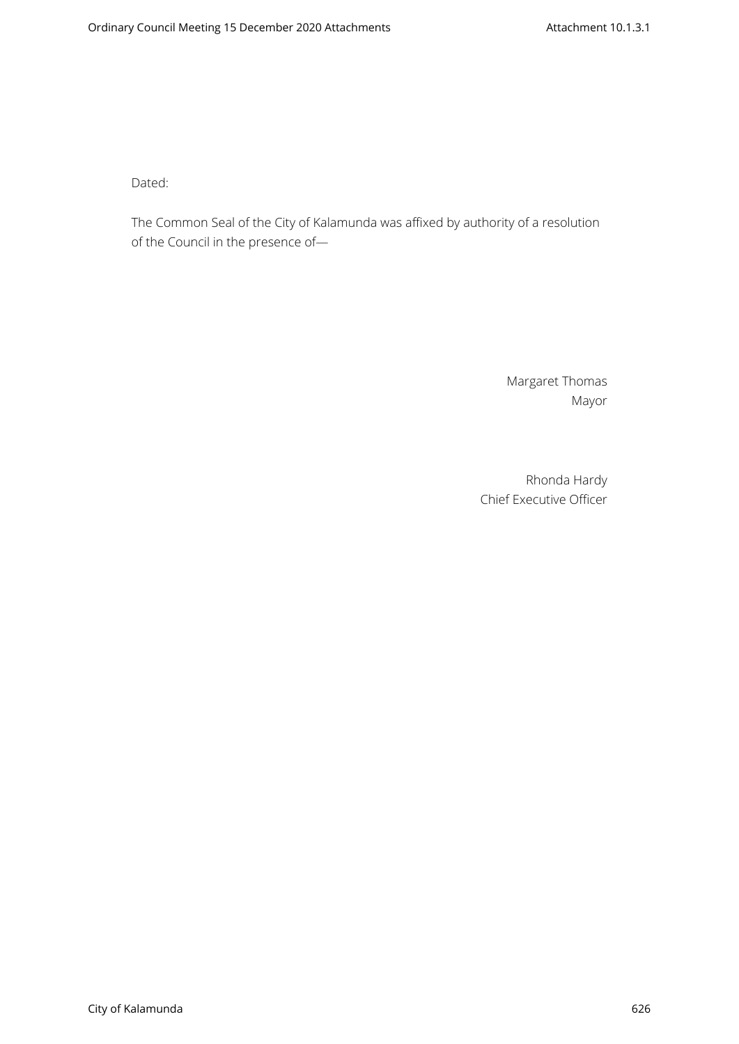Dated:

The Common Seal of the City of Kalamunda was affixed by authority of a resolution of the Council in the presence of—

Margaret Thomas
Mayor

Rhonda Hardy
Chief Executive Officer